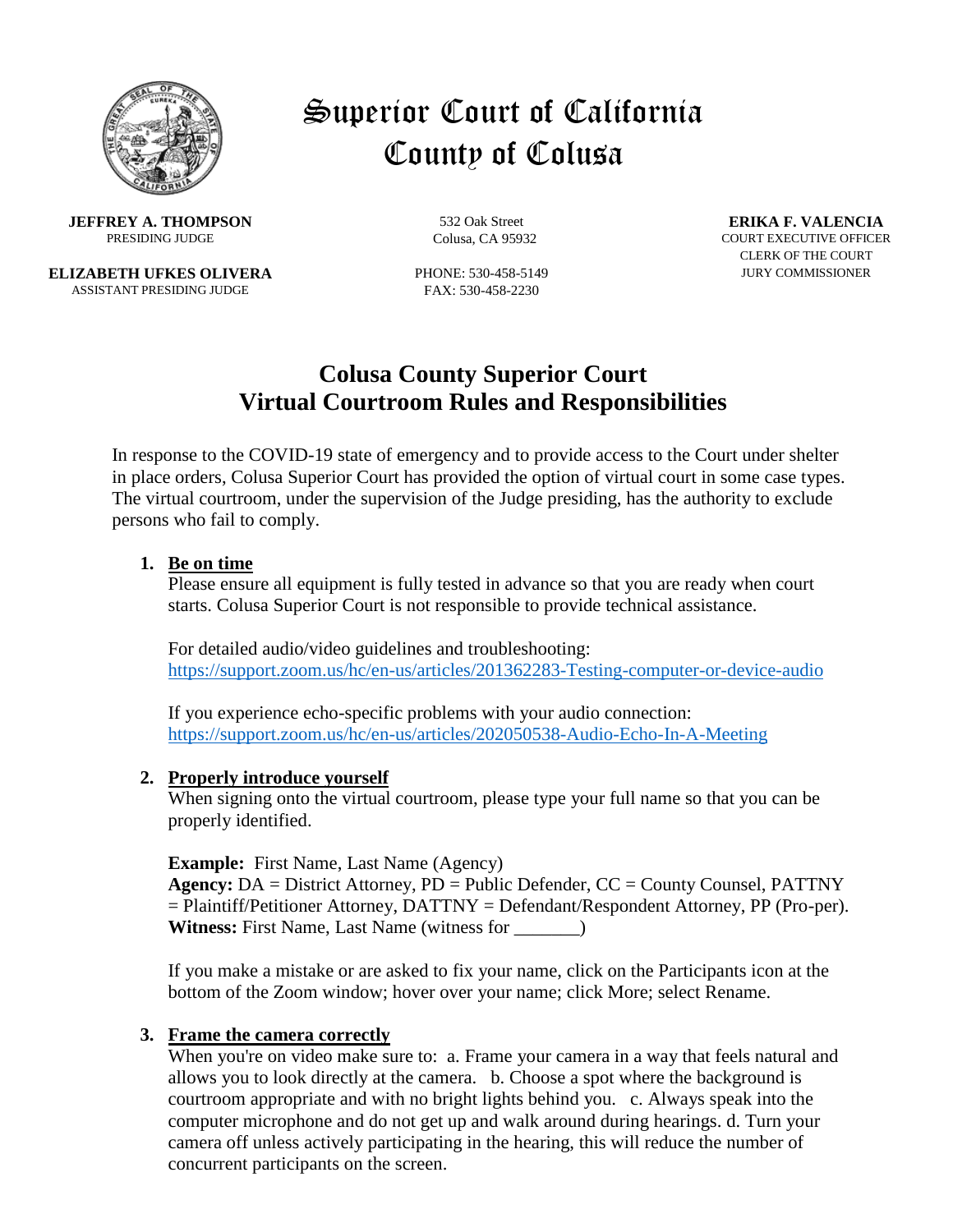# Superior Court of California County of Colusa

**JEFFREY A. THOMPSON**
PRESIDING JUDGE

**ELIZABETH UFKES OLIVERA**
ASSISTANT PRESIDING JUDGE

532 Oak Street
Colusa, CA 95932

PHONE: 530-458-5149
FAX: 530-458-2230

**ERIKA F. VALENCIA**
COURT EXECUTIVE OFFICER
CLERK OF THE COURT
JURY COMMISSIONER

## Colusa County Superior Court
## Virtual Courtroom Rules and Responsibilities

In response to the COVID-19 state of emergency and to provide access to the Court under shelter in place orders, Colusa Superior Court has provided the option of virtual court in some case types. The virtual courtroom, under the supervision of the Judge presiding, has the authority to exclude persons who fail to comply.

1. **Be on time**
   Please ensure all equipment is fully tested in advance so that you are ready when court starts. Colusa Superior Court is not responsible to provide technical assistance.

   For detailed audio/video guidelines and troubleshooting:
   https://support.zoom.us/hc/en-us/articles/201362283-Testing-computer-or-device-audio

   If you experience echo-specific problems with your audio connection:
   https://support.zoom.us/hc/en-us/articles/202050538-Audio-Echo-In-A-Meeting

2. **Properly introduce yourself**
   When signing onto the virtual courtroom, please type your full name so that you can be properly identified.

   **Example:** First Name, Last Name (Agency)
   **Agency:** DA = District Attorney, PD = Public Defender, CC = County Counsel, PATTNY = Plaintiff/Petitioner Attorney, DATTNY = Defendant/Respondent Attorney, PP (Pro-per).
   **Witness:** First Name, Last Name (witness for _______)

   If you make a mistake or are asked to fix your name, click on the Participants icon at the bottom of the Zoom window; hover over your name; click More; select Rename.

3. **Frame the camera correctly**
   When you're on video make sure to: a. Frame your camera in a way that feels natural and allows you to look directly at the camera. b. Choose a spot where the background is courtroom appropriate and with no bright lights behind you. c. Always speak into the computer microphone and do not get up and walk around during hearings. d. Turn your camera off unless actively participating in the hearing, this will reduce the number of concurrent participants on the screen.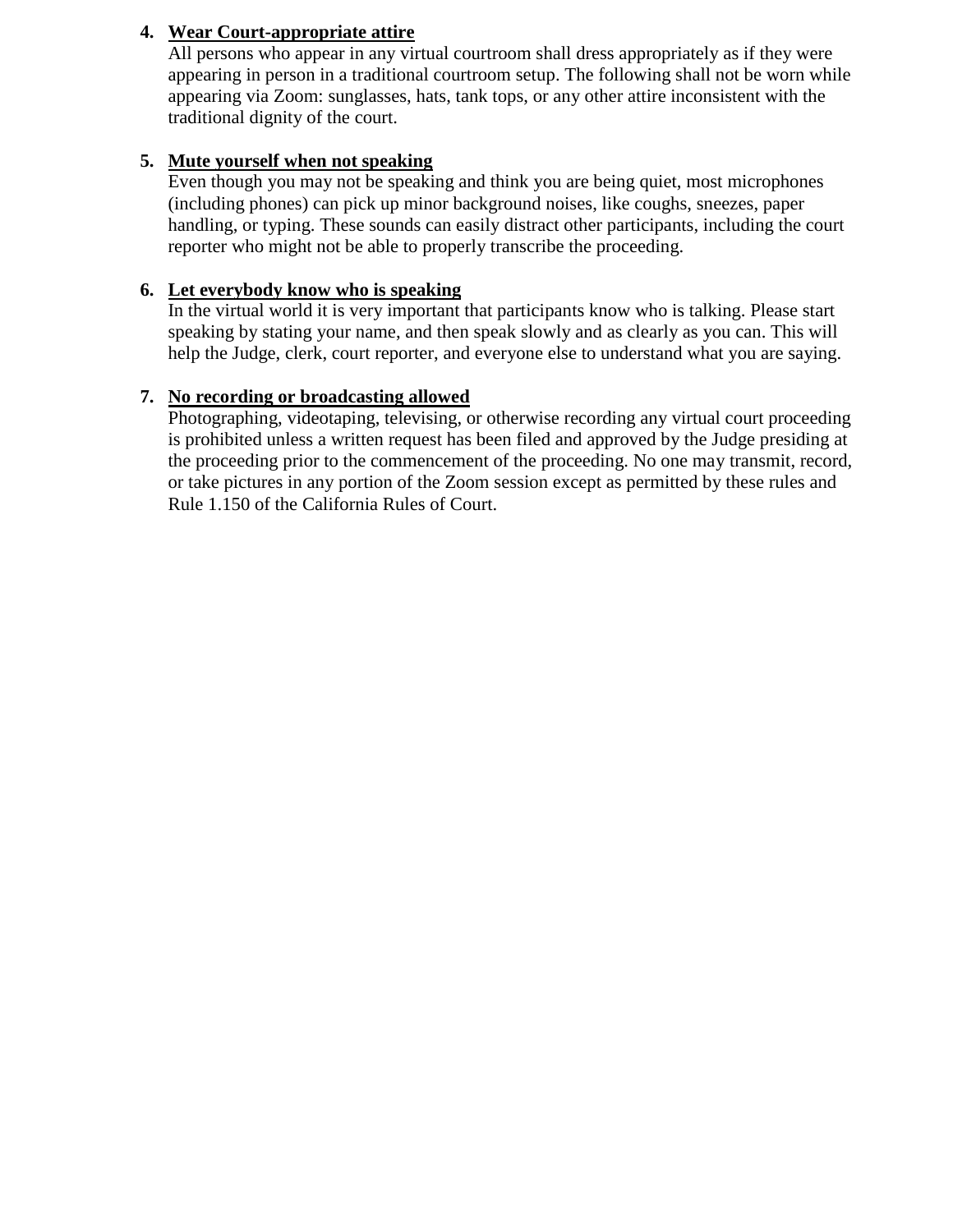4. **Wear Court-appropriate attire**
   All persons who appear in any virtual courtroom shall dress appropriately as if they were appearing in person in a traditional courtroom setup. The following shall not be worn while appearing via Zoom: sunglasses, hats, tank tops, or any other attire inconsistent with the traditional dignity of the court.

5. **Mute yourself when not speaking**
   Even though you may not be speaking and think you are being quiet, most microphones (including phones) can pick up minor background noises, like coughs, sneezes, paper handling, or typing. These sounds can easily distract other participants, including the court reporter who might not be able to properly transcribe the proceeding.

6. **Let everybody know who is speaking**
   In the virtual world it is very important that participants know who is talking. Please start speaking by stating your name, and then speak slowly and as clearly as you can. This will help the Judge, clerk, court reporter, and everyone else to understand what you are saying.

7. **No recording or broadcasting allowed**
   Photographing, videotaping, televising, or otherwise recording any virtual court proceeding is prohibited unless a written request has been filed and approved by the Judge presiding at the proceeding prior to the commencement of the proceeding. No one may transmit, record, or take pictures in any portion of the Zoom session except as permitted by these rules and Rule 1.150 of the California Rules of Court.